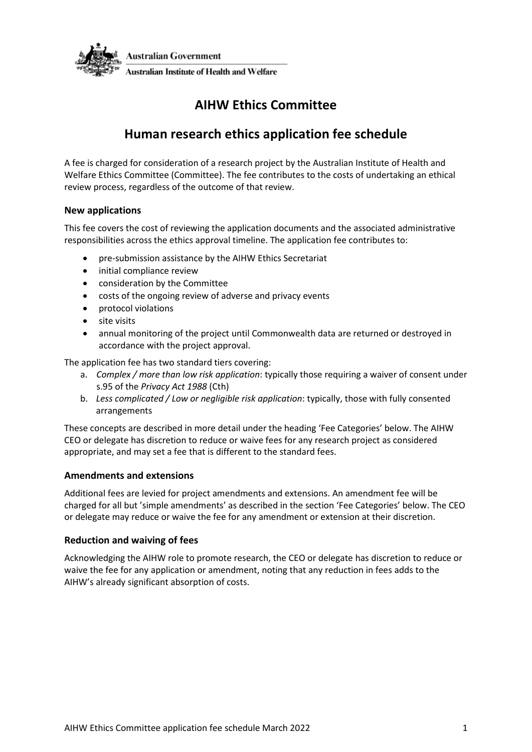Australian Government

Australian Institute of Health and Welfare

# AIHW Ethics Committee

# Human research ethics application fee schedule

A fee is charged for consideration of a research project by the Australian Institute of Health and Welfare Ethics Committee (Committee). The fee contributes to the costs of undertaking an ethical review process, regardless of the outcome of that review.

### New applications

This fee covers the cost of reviewing the application documents and the associated administrative responsibilities across the ethics approval timeline. The application fee contributes to:

- pre-submission assistance by the AIHW Ethics Secretariat
- initial compliance review
- consideration by the Committee
- costs of the ongoing review of adverse and privacy events
- protocol violations
- site visits
- annual monitoring of the project until Commonwealth data are returned or destroyed in accordance with the project approval.

The application fee has two standard tiers covering:

a. *Complex / more than low risk application*: typically those requiring a waiver of consent under s.95 of the *Privacy Act 1988* (Cth)
b. *Less complicated / Low or negligible risk application*: typically, those with fully consented arrangements

These concepts are described in more detail under the heading 'Fee Categories' below. The AIHW CEO or delegate has discretion to reduce or waive fees for any research project as considered appropriate, and may set a fee that is different to the standard fees.

### Amendments and extensions

Additional fees are levied for project amendments and extensions. An amendment fee will be charged for all but 'simple amendments' as described in the section 'Fee Categories' below. The CEO or delegate may reduce or waive the fee for any amendment or extension at their discretion.

### Reduction and waiving of fees

Acknowledging the AIHW role to promote research, the CEO or delegate has discretion to reduce or waive the fee for any application or amendment, noting that any reduction in fees adds to the AIHW's already significant absorption of costs.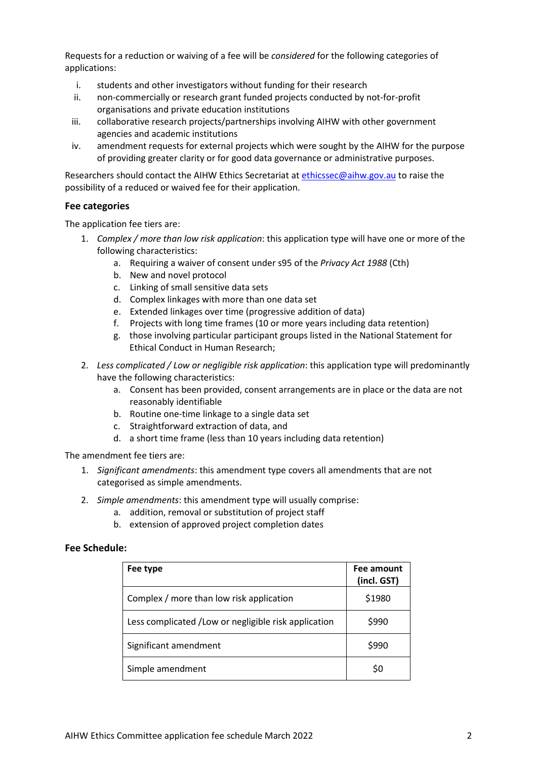Requests for a reduction or waiving of a fee will be *considered* for the following categories of applications:

i. students and other investigators without funding for their research
ii. non-commercially or research grant funded projects conducted by not-for-profit organisations and private education institutions
iii. collaborative research projects/partnerships involving AIHW with other government agencies and academic institutions
iv. amendment requests for external projects which were sought by the AIHW for the purpose of providing greater clarity or for good data governance or administrative purposes.

Researchers should contact the AIHW Ethics Secretariat at ethicssec@aihw.gov.au to raise the possibility of a reduced or waived fee for their application.

### Fee categories

The application fee tiers are:

1. *Complex / more than low risk application*: this application type will have one or more of the following characteristics:
    a. Requiring a waiver of consent under s95 of the *Privacy Act 1988* (Cth)
    b. New and novel protocol
    c. Linking of small sensitive data sets
    d. Complex linkages with more than one data set
    e. Extended linkages over time (progressive addition of data)
    f. Projects with long time frames (10 or more years including data retention)
    g. those involving particular participant groups listed in the National Statement for Ethical Conduct in Human Research;
2. *Less complicated / Low or negligible risk application*: this application type will predominantly have the following characteristics:
    a. Consent has been provided, consent arrangements are in place or the data are not reasonably identifiable
    b. Routine one-time linkage to a single data set
    c. Straightforward extraction of data, and
    d. a short time frame (less than 10 years including data retention)

The amendment fee tiers are:

1. *Significant amendments*: this amendment type covers all amendments that are not categorised as simple amendments.
2. *Simple amendments*: this amendment type will usually comprise:
    a. addition, removal or substitution of project staff
    b. extension of approved project completion dates

### Fee Schedule:

| Fee type | Fee amount (incl. GST) |
|---|---|
| Complex / more than low risk application | $1980 |
| Less complicated /Low or negligible risk application | $990 |
| Significant amendment | $990 |
| Simple amendment | $0 |